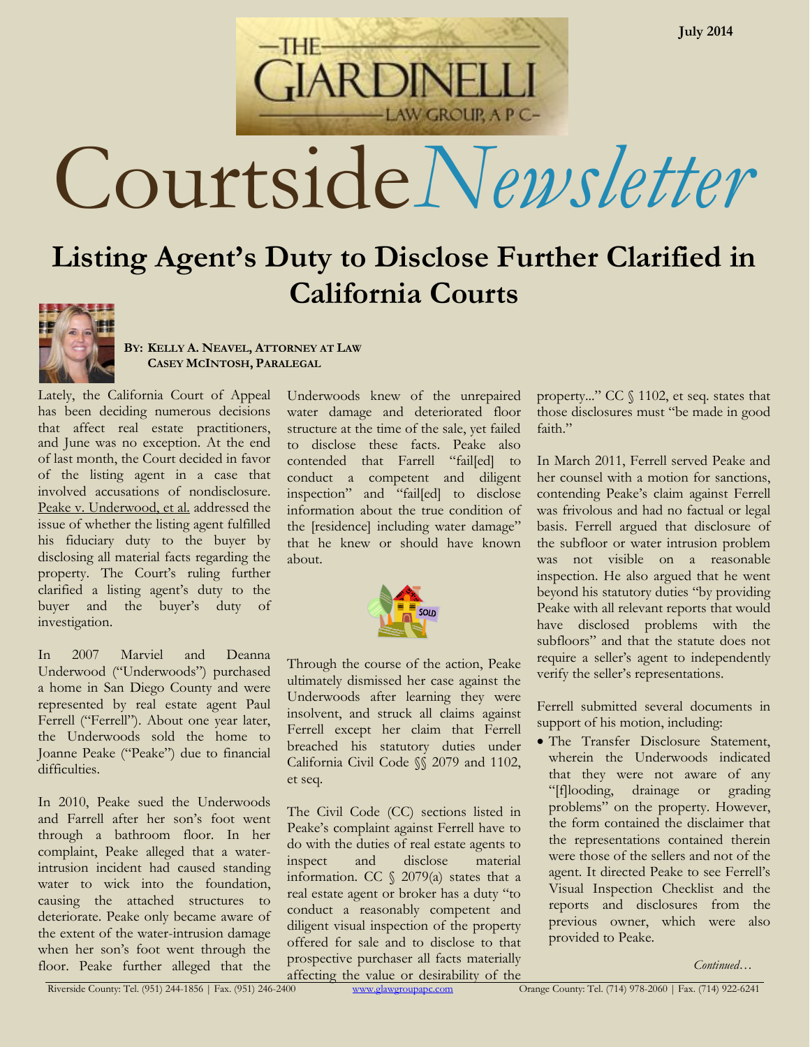July 2014

# Courtside*Newsletter*

## Listing Agent's Duty to Disclose Further Clarified in California Courts

**By: Kelly A. Neavel, Attorney at Law**
**Casey McIntosh, Paralegal**

Lately, the California Court of Appeal has been deciding numerous decisions that affect real estate practitioners, and June was no exception. At the end of last month, the Court decided in favor of the listing agent in a case that involved accusations of nondisclosure. Peake v. Underwood, et al. addressed the issue of whether the listing agent fulfilled his fiduciary duty to the buyer by disclosing all material facts regarding the property. The Court's ruling further clarified a listing agent's duty to the buyer and the buyer's duty of investigation.

In 2007 Marviel and Deanna Underwood ("Underwoods") purchased a home in San Diego County and were represented by real estate agent Paul Ferrell ("Ferrell"). About one year later, the Underwoods sold the home to Joanne Peake ("Peake") due to financial difficulties.

In 2010, Peake sued the Underwoods and Farrell after her son's foot went through a bathroom floor. In her complaint, Peake alleged that a water-intrusion incident had caused standing water to wick into the foundation, causing the attached structures to deteriorate. Peake only became aware of the extent of the water-intrusion damage when her son's foot went through the floor. Peake further alleged that the Underwoods knew of the unrepaired water damage and deteriorated floor structure at the time of the sale, yet failed to disclose these facts. Peake also contended that Farrell "fail[ed] to conduct a competent and diligent inspection" and "fail[ed] to disclose information about the true condition of the [residence] including water damage" that he knew or should have known about.

Through the course of the action, Peake ultimately dismissed her case against the Underwoods after learning they were insolvent, and struck all claims against Ferrell except her claim that Ferrell breached his statutory duties under California Civil Code §§ 2079 and 1102, et seq.

The Civil Code (CC) sections listed in Peake's complaint against Ferrell have to do with the duties of real estate agents to inspect and disclose material information. CC § 2079(a) states that a real estate agent or broker has a duty "to conduct a reasonably competent and diligent visual inspection of the property offered for sale and to disclose to that prospective purchaser all facts materially affecting the value or desirability of the property..." CC § 1102, et seq. states that those disclosures must "be made in good faith."

In March 2011, Ferrell served Peake and her counsel with a motion for sanctions, contending Peake's claim against Ferrell was frivolous and had no factual or legal basis. Ferrell argued that disclosure of the subfloor or water intrusion problem was not visible on a reasonable inspection. He also argued that he went beyond his statutory duties "by providing Peake with all relevant reports that would have disclosed problems with the subfloors" and that the statute does not require a seller's agent to independently verify the seller's representations.

Ferrell submitted several documents in support of his motion, including:

- The Transfer Disclosure Statement, wherein the Underwoods indicated that they were not aware of any "[f]looding, drainage or grading problems" on the property. However, the form contained the disclaimer that the representations contained therein were those of the sellers and not of the agent. It directed Peake to see Ferrell's Visual Inspection Checklist and the reports and disclosures from the previous owner, which were also provided to Peake.

*Continued…*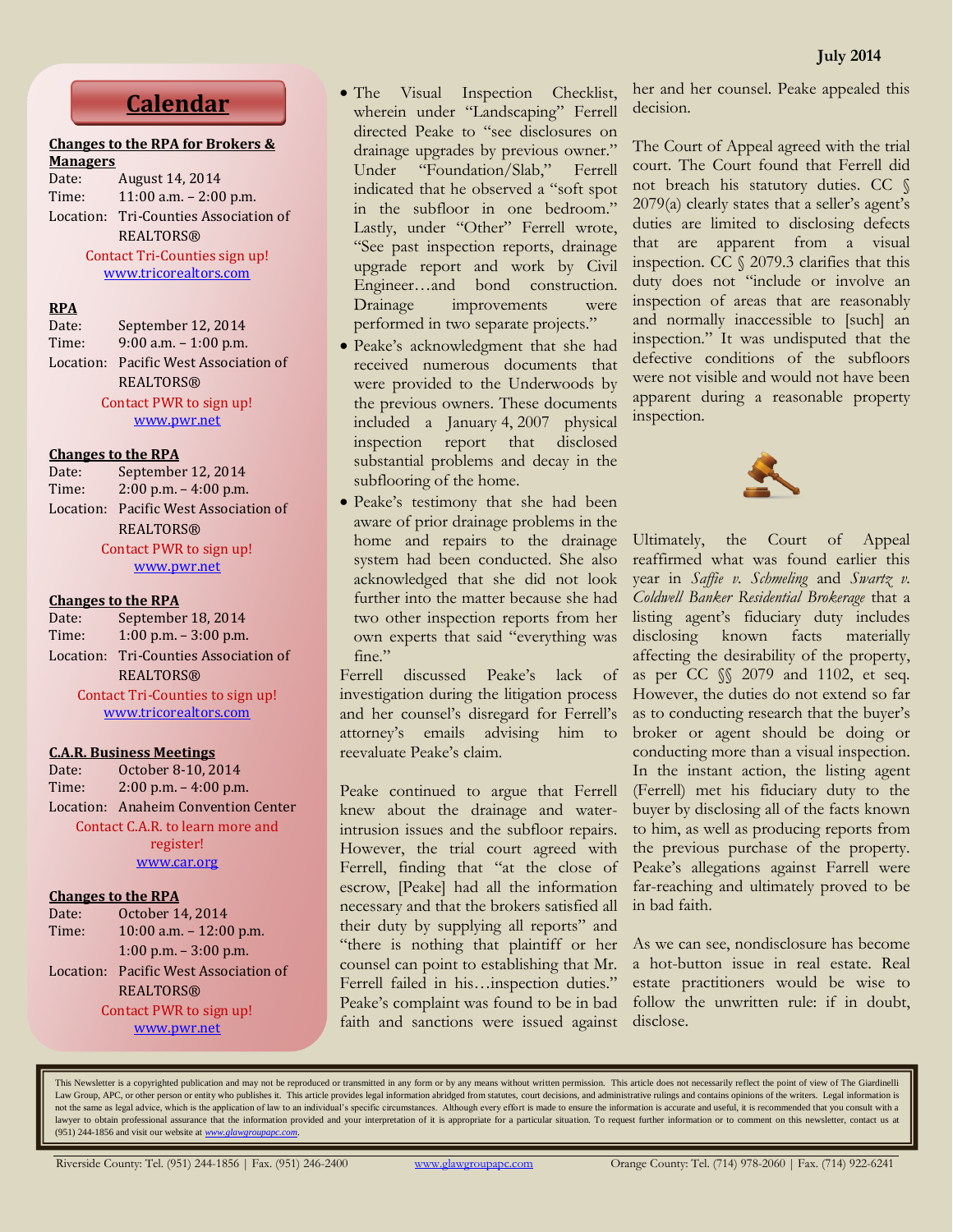## Calendar

**Changes to the RPA for Brokers & Managers**
Date: August 14, 2014
Time: 11:00 a.m. – 2:00 p.m.
Location: Tri-Counties Association of REALTORS®
Contact Tri-Counties sign up!
www.tricorealtors.com

**RPA**
Date: September 12, 2014
Time: 9:00 a.m. – 1:00 p.m.
Location: Pacific West Association of REALTORS®
Contact PWR to sign up!
www.pwr.net

**Changes to the RPA**
Date: September 12, 2014
Time: 2:00 p.m. – 4:00 p.m.
Location: Pacific West Association of REALTORS®
Contact PWR to sign up!
www.pwr.net

**Changes to the RPA**
Date: September 18, 2014
Time: 1:00 p.m. – 3:00 p.m.
Location: Tri-Counties Association of REALTORS®
Contact Tri-Counties to sign up!
www.tricorealtors.com

**C.A.R. Business Meetings**
Date: October 8-10, 2014
Time: 2:00 p.m. – 4:00 p.m.
Location: Anaheim Convention Center
Contact C.A.R. to learn more and register!
www.car.org

**Changes to the RPA**
Date: October 14, 2014
Time: 10:00 a.m. – 12:00 p.m.
1:00 p.m. – 3:00 p.m.
Location: Pacific West Association of REALTORS®
Contact PWR to sign up!
www.pwr.net

- The Visual Inspection Checklist, wherein under "Landscaping" Ferrell directed Peake to "see disclosures on drainage upgrades by previous owner." Under "Foundation/Slab," Ferrell indicated that he observed a "soft spot in the subfloor in one bedroom." Lastly, under "Other" Ferrell wrote, "See past inspection reports, drainage upgrade report and work by Civil Engineer…and bond construction. Drainage improvements were performed in two separate projects."
- Peake's acknowledgment that she had received numerous documents that were provided to the Underwoods by the previous owners. These documents included a January 4, 2007 physical inspection report that disclosed substantial problems and decay in the subflooring of the home.
- Peake's testimony that she had been aware of prior drainage problems in the home and repairs to the drainage system had been conducted. She also acknowledged that she did not look further into the matter because she had two other inspection reports from her own experts that said "everything was fine."

Ferrell discussed Peake's lack of investigation during the litigation process and her counsel's disregard for Ferrell's attorney's emails advising him to reevaluate Peake's claim.

Peake continued to argue that Ferrell knew about the drainage and water-intrusion issues and the subfloor repairs. However, the trial court agreed with Ferrell, finding that "at the close of escrow, [Peake] had all the information necessary and that the brokers satisfied all their duty by supplying all reports" and "there is nothing that plaintiff or her counsel can point to establishing that Mr. Ferrell failed in his…inspection duties." Peake's complaint was found to be in bad faith and sanctions were issued against her and her counsel. Peake appealed this decision.

The Court of Appeal agreed with the trial court. The Court found that Ferrell did not breach his statutory duties. CC § 2079(a) clearly states that a seller's agent's duties are limited to disclosing defects that are apparent from a visual inspection. CC § 2079.3 clarifies that this duty does not "include or involve an inspection of areas that are reasonably and normally inaccessible to [such] an inspection." It was undisputed that the defective conditions of the subfloors were not visible and would not have been apparent during a reasonable property inspection.

Ultimately, the Court of Appeal reaffirmed what was found earlier this year in *Saffie v. Schmeling* and *Swartz v. Coldwell Banker Residential Brokerage* that a listing agent's fiduciary duty includes disclosing known facts materially affecting the desirability of the property, as per CC §§ 2079 and 1102, et seq. However, the duties do not extend so far as to conducting research that the buyer's broker or agent should be doing or conducting more than a visual inspection. In the instant action, the listing agent (Ferrell) met his fiduciary duty to the buyer by disclosing all of the facts known to him, as well as producing reports from the previous purchase of the property. Peake's allegations against Farrell were far-reaching and ultimately proved to be in bad faith.

As we can see, nondisclosure has become a hot-button issue in real estate. Real estate practitioners would be wise to follow the unwritten rule: if in doubt, disclose.

This Newsletter is a copyrighted publication and may not be reproduced or transmitted in any form or by any means without written permission. This article does not necessarily reflect the point of view of The Giardinelli Law Group, APC, or other person or entity who publishes it. This article provides legal information abridged from statutes, court decisions, and administrative rulings and contains opinions of the writers. Legal information is not the same as legal advice, which is the application of law to an individual's specific circumstances. Although every effort is made to ensure the information is accurate and useful, it is recommended that you consult with a lawyer to obtain professional assurance that the information provided and your interpretation of it is appropriate for a particular situation. To request further information or to comment on this newsletter, contact us at (951) 244-1856 and visit our website at www.glawgroupapc.com.

Riverside County: Tel. (951) 244-1856 | Fax. (951) 246-2400 www.glawgroupapc.com Orange County: Tel. (714) 978-2060 | Fax. (714) 922-6241